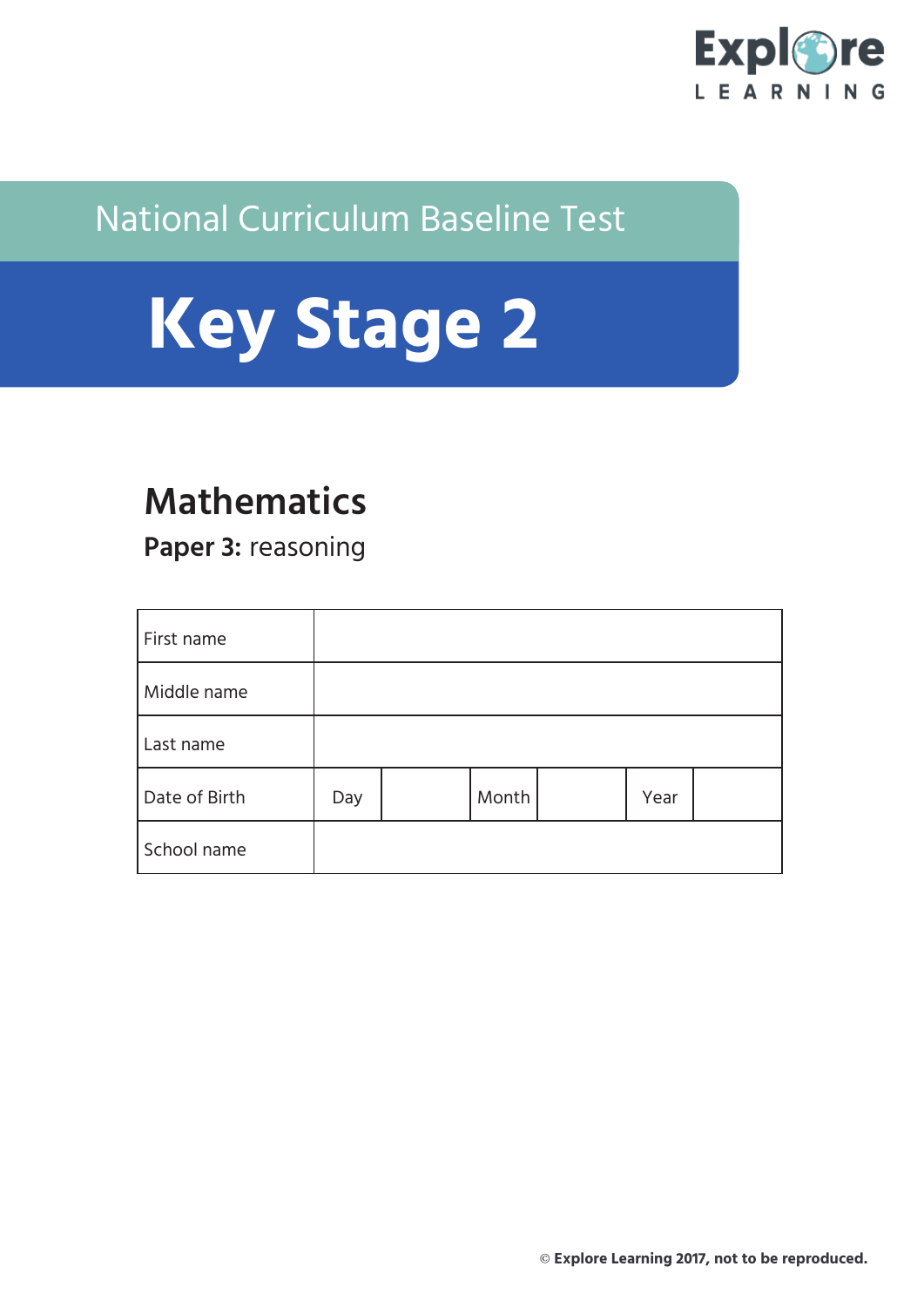Explore LEARNING

## National Curriculum Baseline Test

# Key Stage 2

## Mathematics

**Paper 3:** reasoning

| First name | | | | | | |
|---|---|---|---|---|---|---|
| Middle name | | | | | | |
| Last name | | | | | | |
| Date of Birth | Day | | Month | | Year | |
| School name | | | | | | |

© **Explore Learning 2017, not to be reproduced.**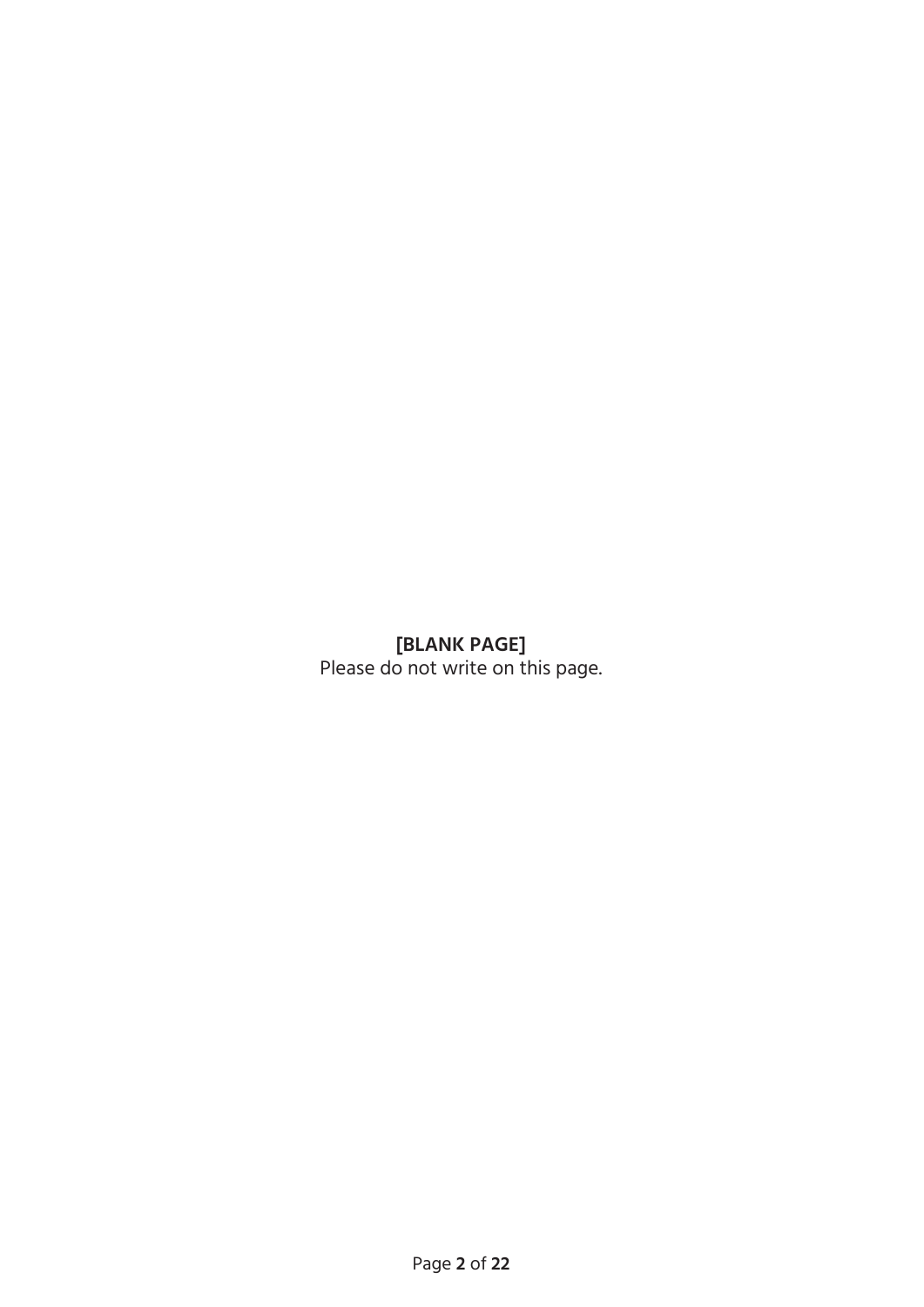**[BLANK PAGE]**

Please do not write on this page.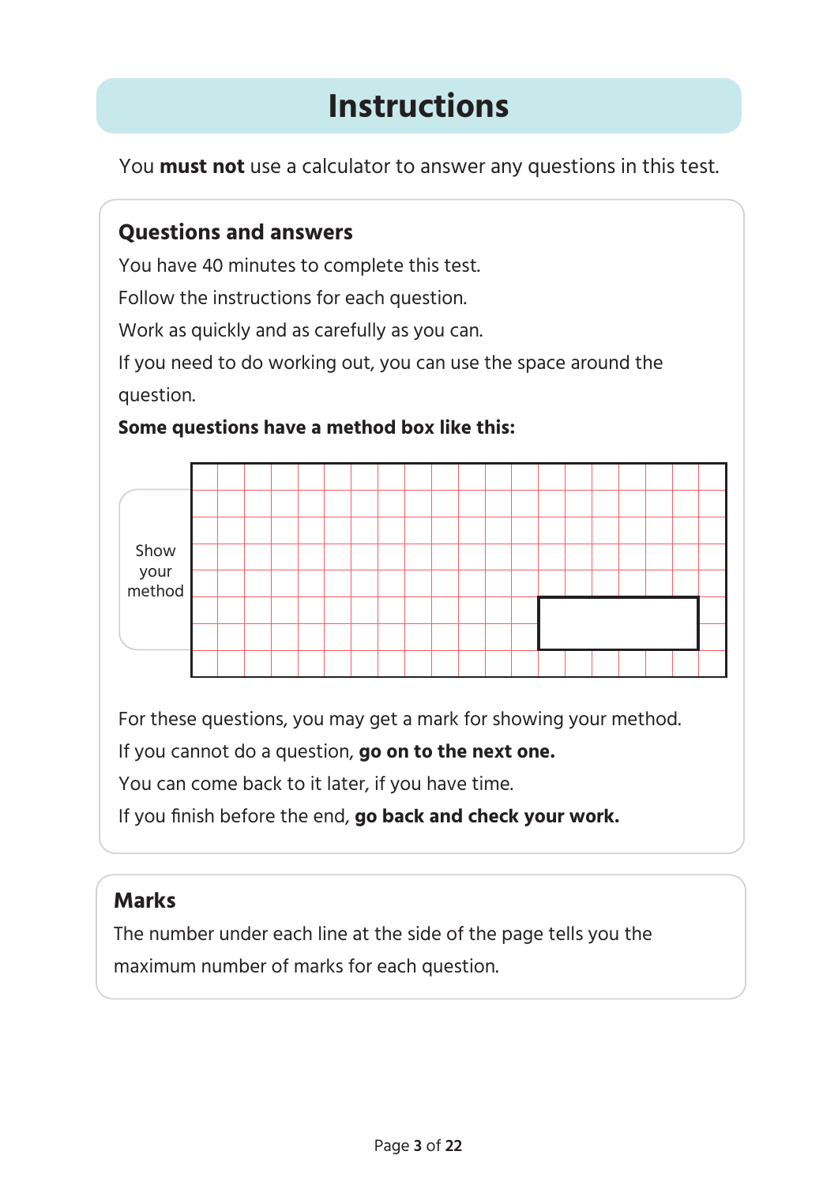# Instructions

You **must not** use a calculator to answer any questions in this test.

## Questions and answers

You have 40 minutes to complete this test.

Follow the instructions for each question.

Work as quickly and as carefully as you can.

If you need to do working out, you can use the space around the question.

**Some questions have a method box like this:**

Show your method

For these questions, you may get a mark for showing your method.

If you cannot do a question, **go on to the next one.**

You can come back to it later, if you have time.

If you finish before the end, **go back and check your work.**

## Marks

The number under each line at the side of the page tells you the maximum number of marks for each question.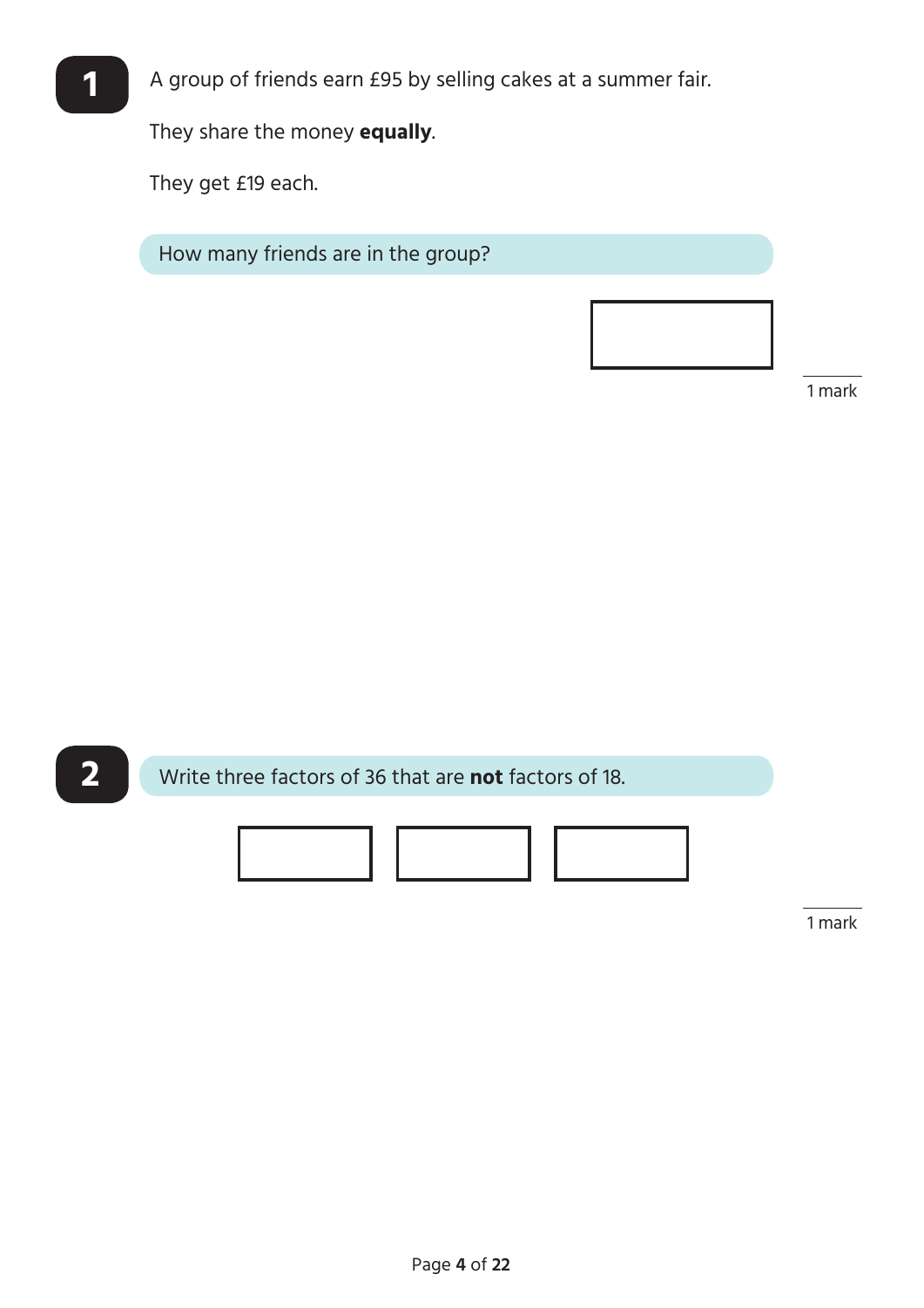**1** A group of friends earn £95 by selling cakes at a summer fair.

They share the money **equally**.

They get £19 each.

How many friends are in the group?

1 mark

**2** Write three factors of 36 that are **not** factors of 18.

1 mark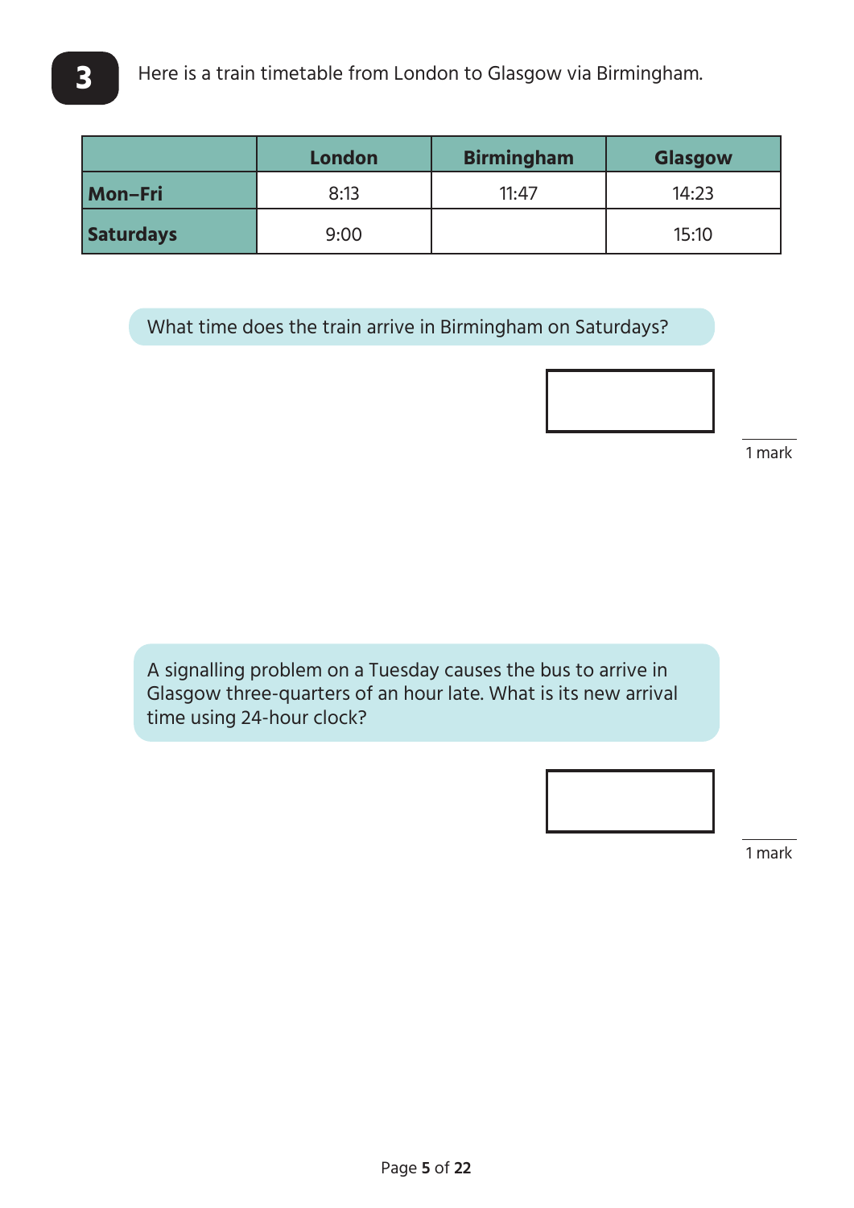**3** Here is a train timetable from London to Glasgow via Birmingham.

| | London | Birmingham | Glasgow |
|---|---|---|---|
| **Mon–Fri** | 8:13 | 11:47 | 14:23 |
| **Saturdays** | 9:00 | | 15:10 |

What time does the train arrive in Birmingham on Saturdays?

1 mark

A signalling problem on a Tuesday causes the bus to arrive in Glasgow three-quarters of an hour late. What is its new arrival time using 24-hour clock?

1 mark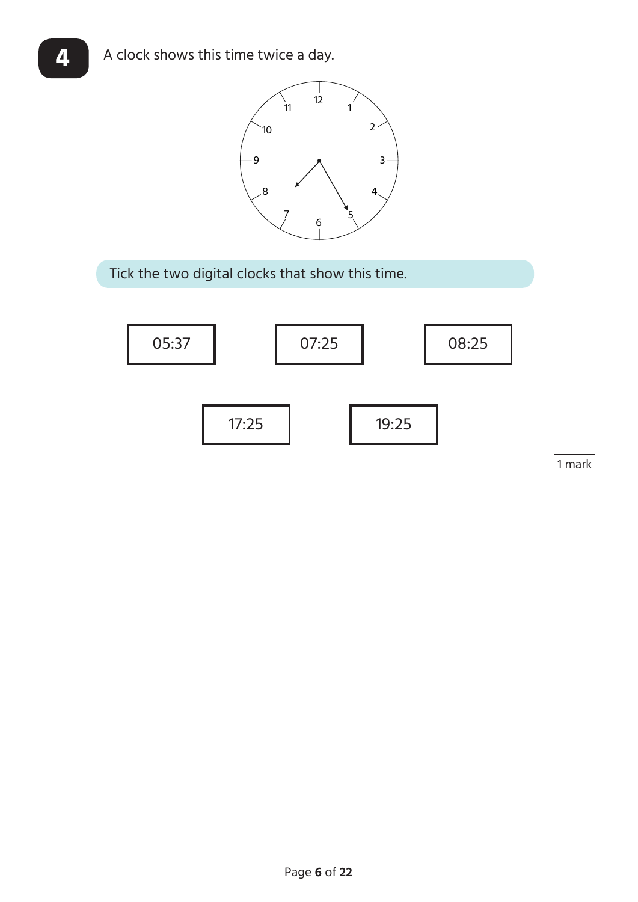**4**

A clock shows this time twice a day.

Tick the two digital clocks that shows this time.

| 05:37 | 07:25 | 08:25 |
|---|---|---|

| 17:25 | 19:25 |
|---|---|

1 mark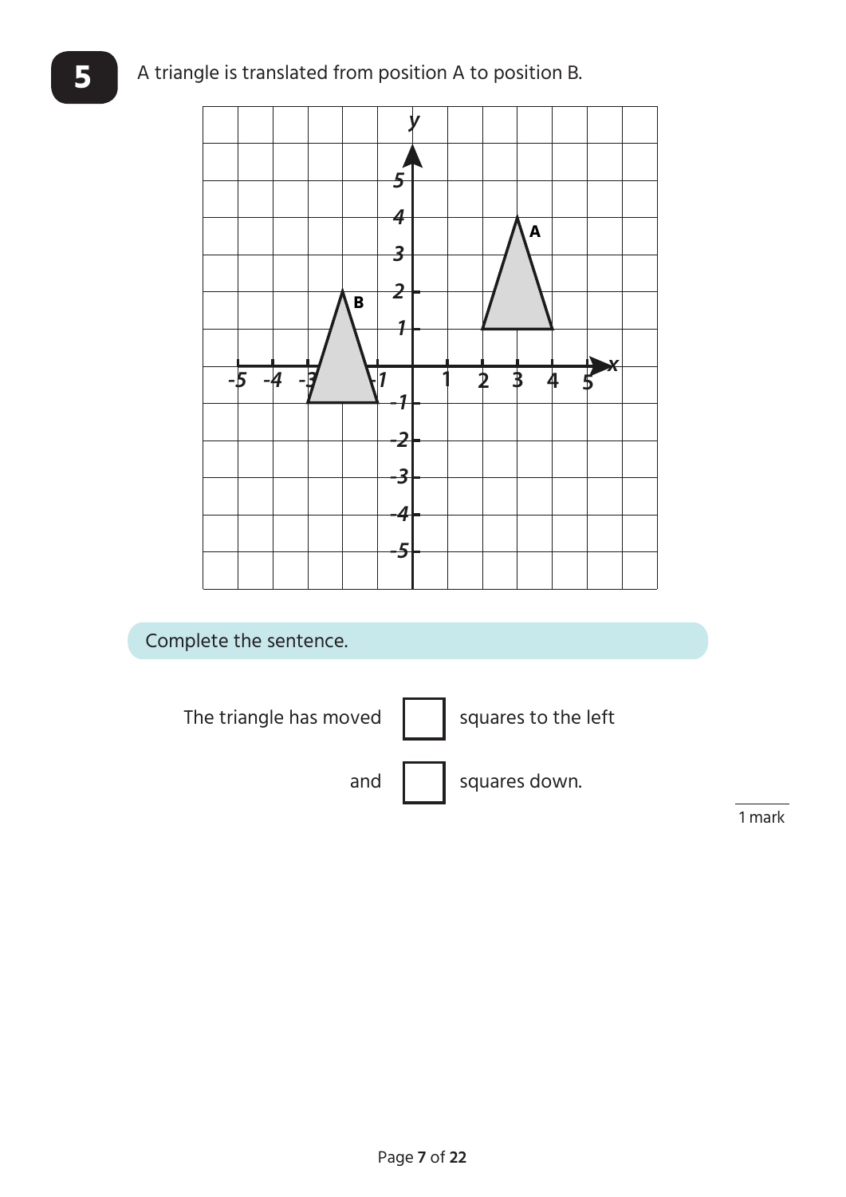**5** A triangle is translated from position A to position B.

Complete the sentence.

The triangle has moved ☐ squares to the left

and ☐ squares down.

1 mark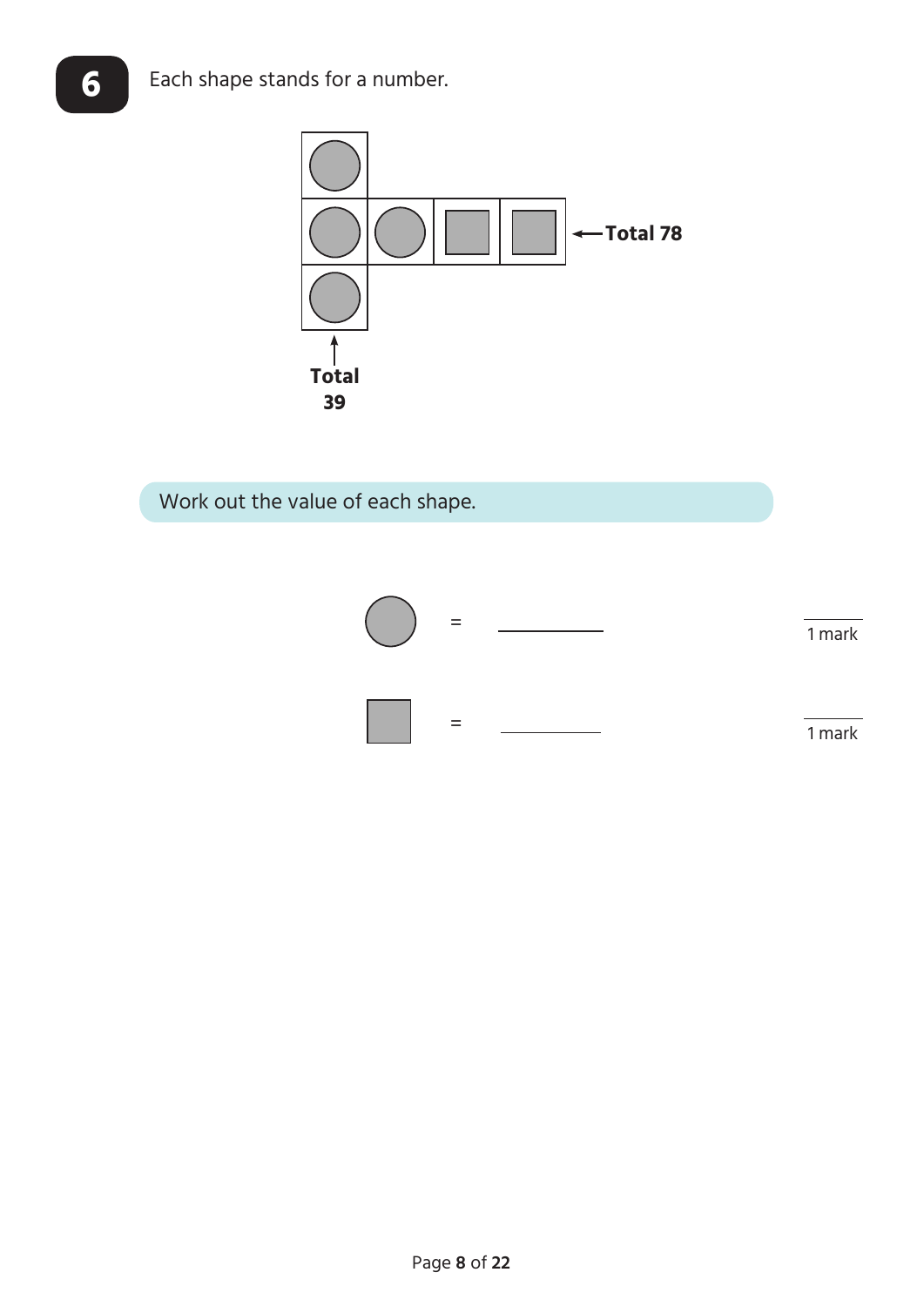**6** Each shape stands for a number.

← Total 78

↑ Total 39

Work out the value of each shape.

● = ______ 1 mark

■ = ______ 1 mark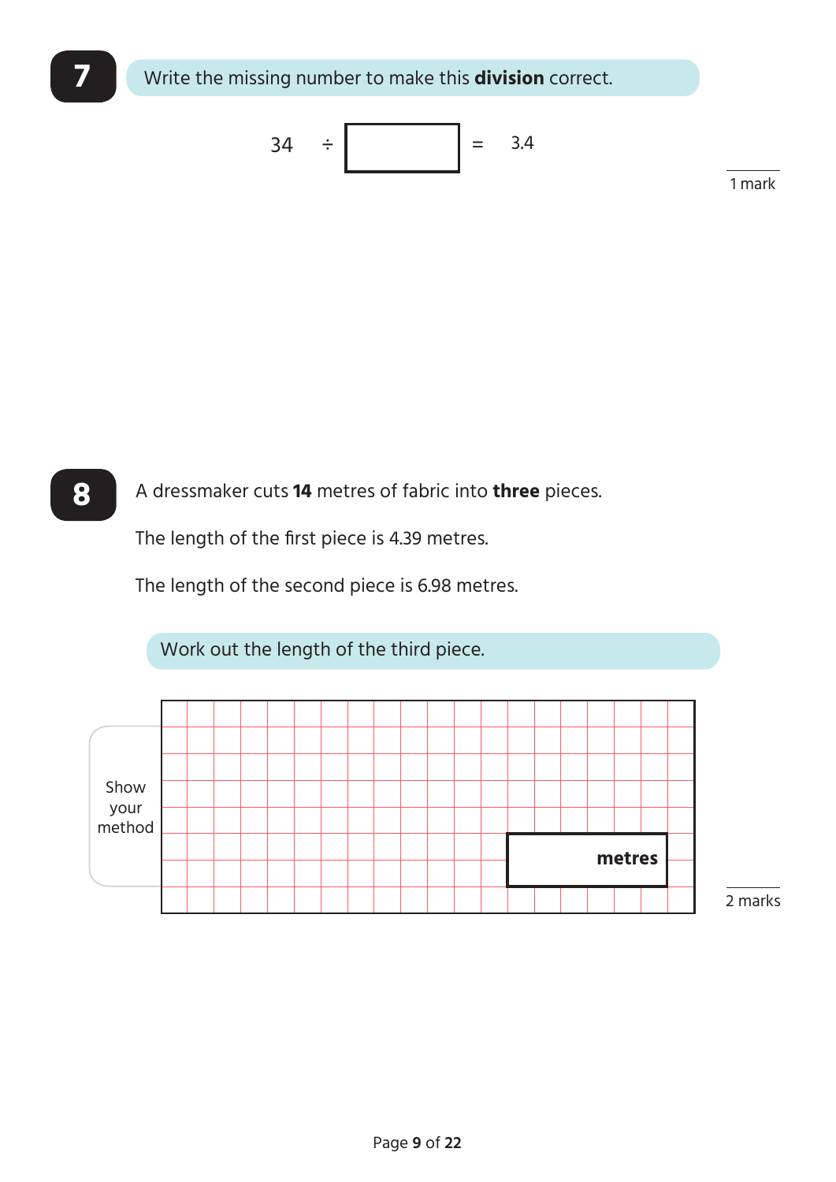**7** Write the missing number to make this **division** correct.

$$34 \div \square = 3.4$$

1 mark

**8** A dressmaker cuts **14** metres of fabric into **three** pieces.

The length of the first piece is 4.39 metres.

The length of the second piece is 6.98 metres.

Work out the length of the third piece.

Show your method

_______ **metres**

2 marks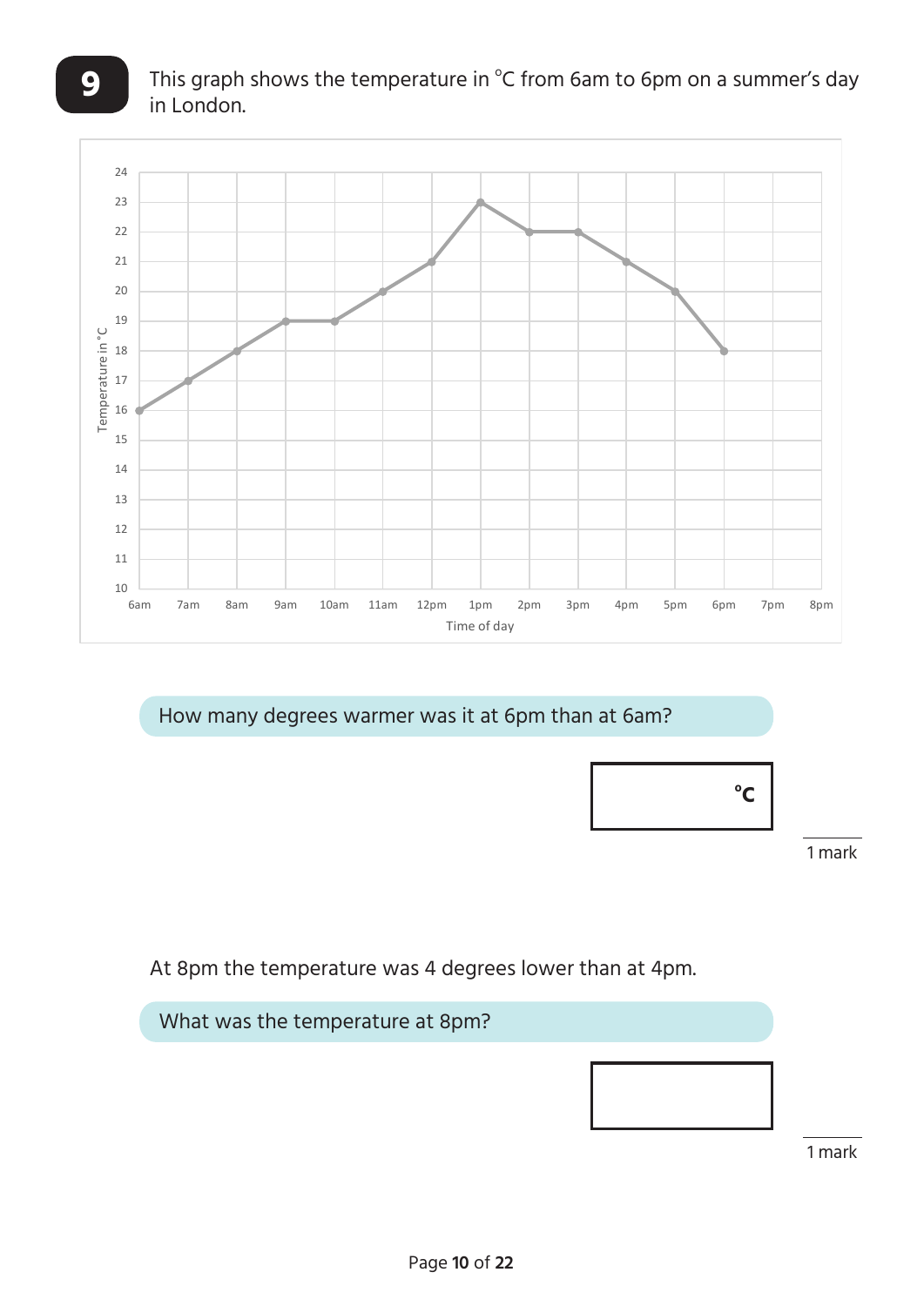**9** This graph shows the temperature in °C from 6am to 6pm on a summer's day in London.

Temperature in °C

24
23
22
21
20
19
18
17
16
15
14
13
12
11
10

6am 7am 8am 9am 10am 11am 12pm 1pm 2pm 3pm 4pm 5pm 6pm 7pm 8pm

Time of day

How many degrees warmer was it at 6pm than at 6am?

| °C |
|---|

1 mark

At 8pm the temperature was 4 degrees lower than at 4pm.

What was the temperature at 8pm?

| |
|---|

1 mark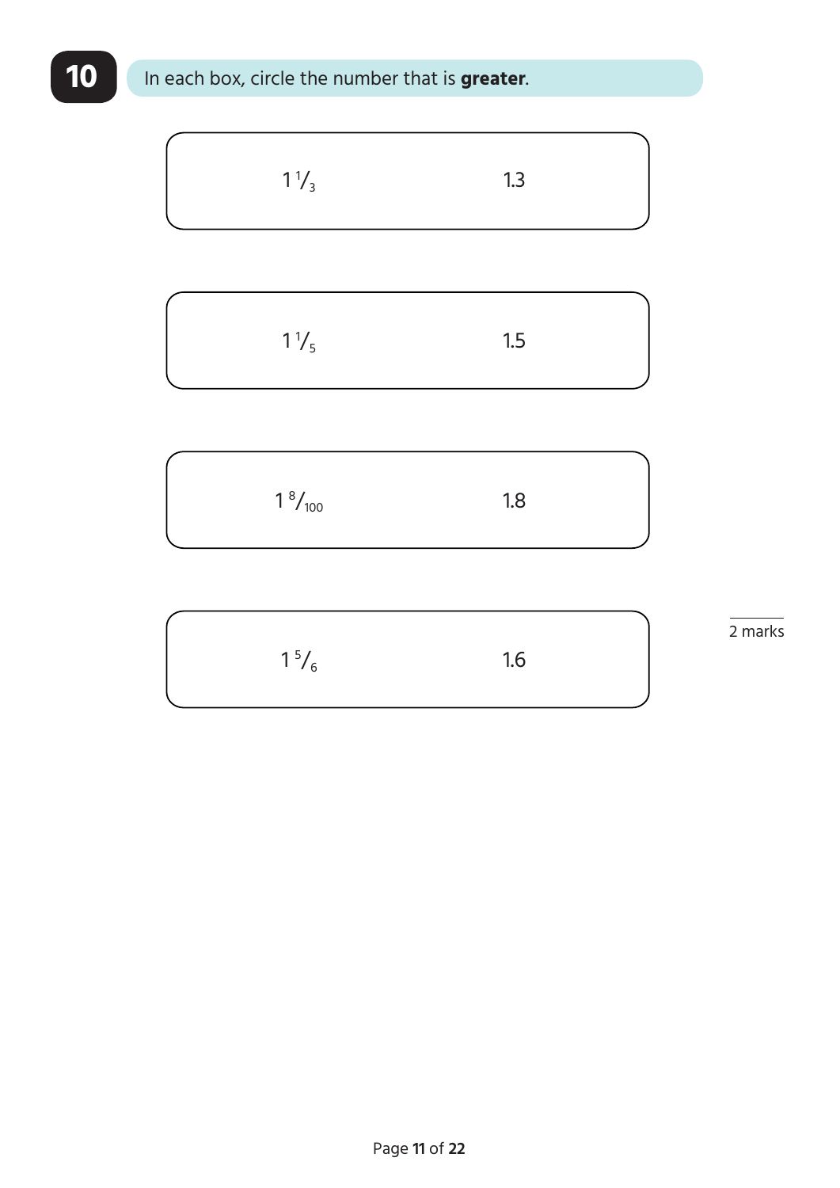## 10

In each box, circle the number that is **greater**.

| | |
|---|---|
| $1\frac{1}{3}$ | 1.3 |

| | |
|---|---|
| $1\frac{1}{5}$ | 1.5 |

| | |
|---|---|
| $1\frac{8}{100}$ | 1.8 |

| | |
|---|---|
| $1\frac{5}{6}$ | 1.6 |

2 marks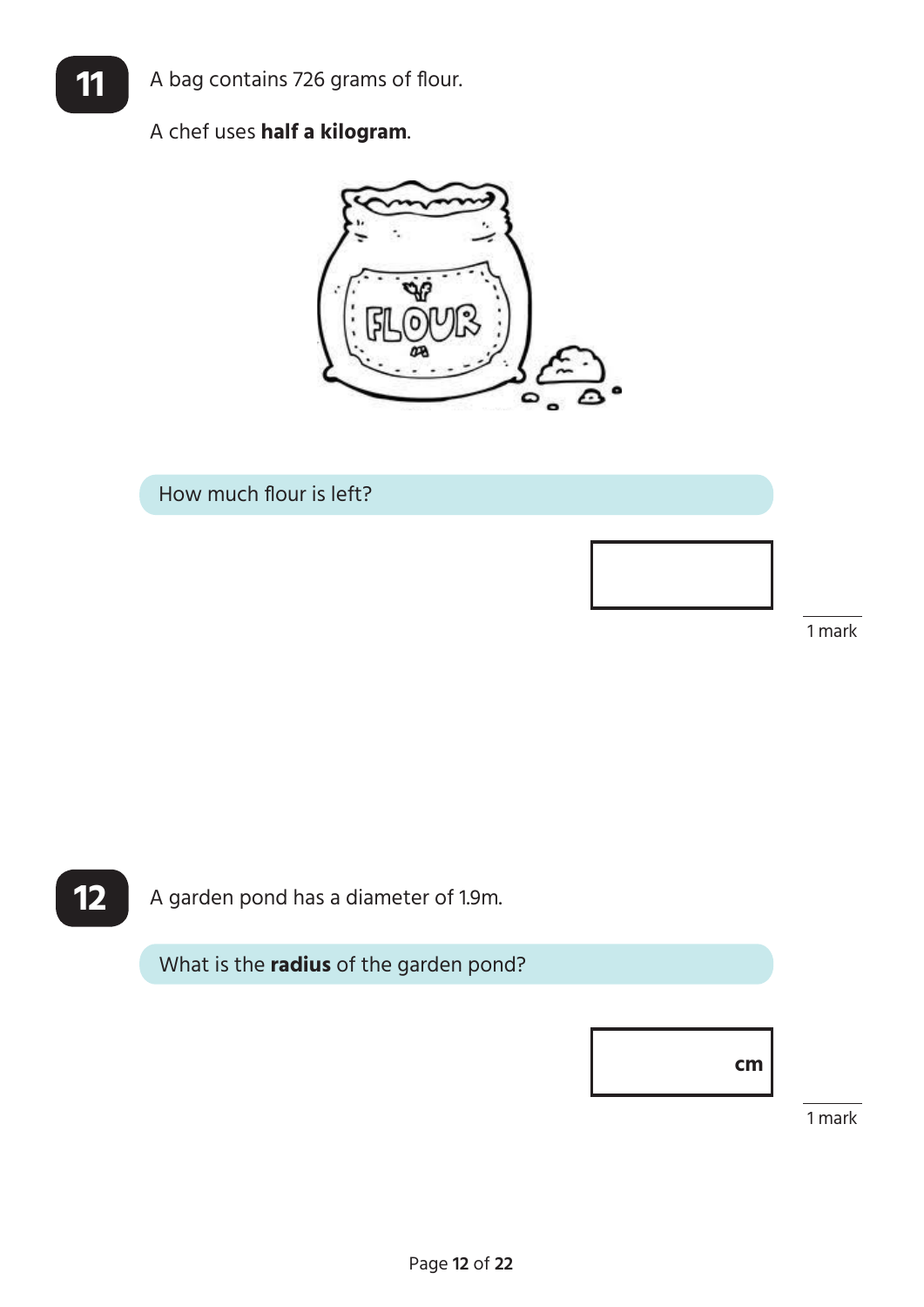**11**

A bag contains 726 grams of flour.

A chef uses **half a kilogram**.

How much flour is left?

[ ]

1 mark

**12**

A garden pond has a diameter of 1.9m.

What is the **radius** of the garden pond?

[ ] cm

1 mark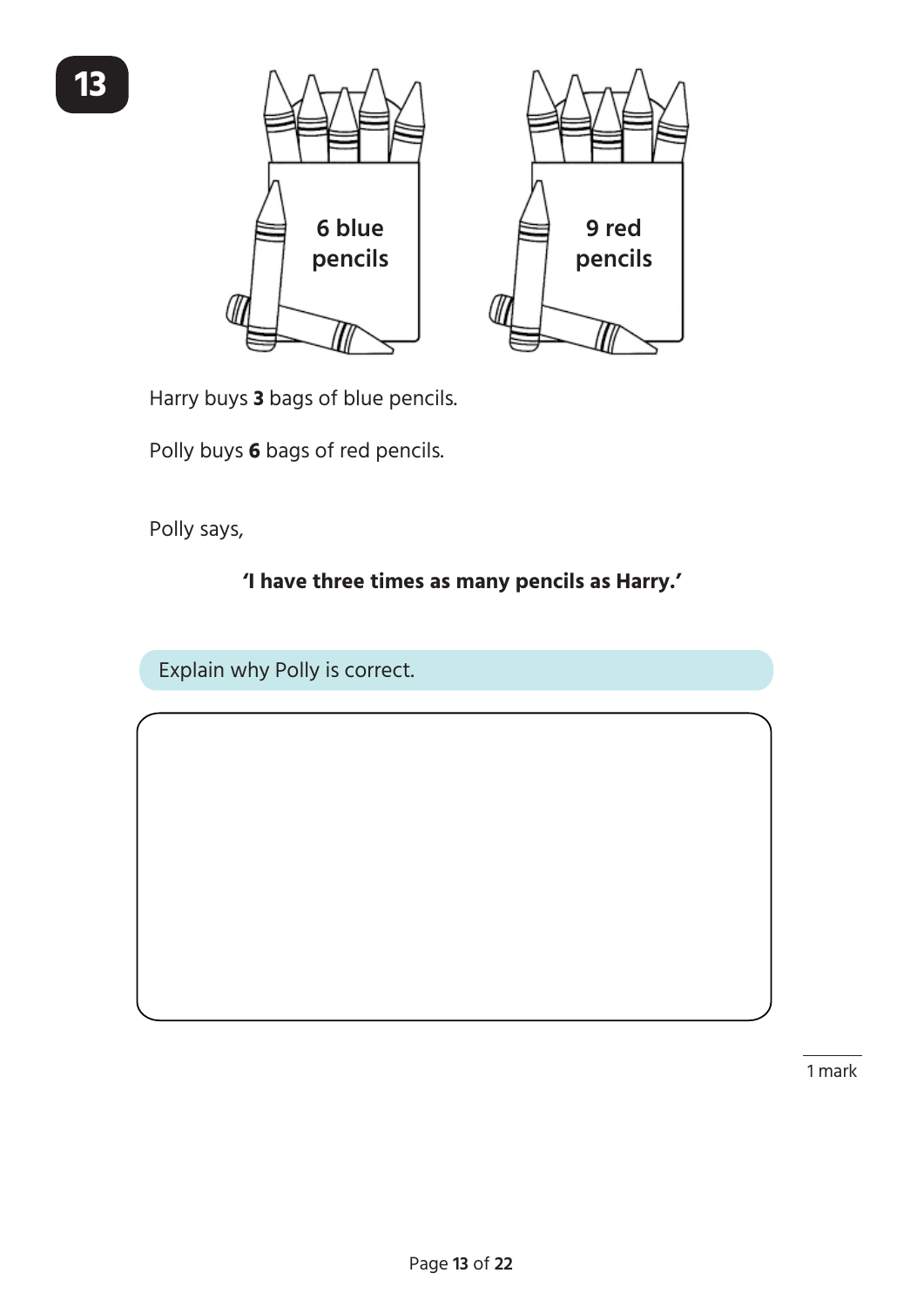**13**

6 blue pencils

9 red pencils

Harry buys **3** bags of blue pencils.

Polly buys **6** bags of red pencils.

Polly says,

**'I have three times as many pencils as Harry.'**

Explain why Polly is correct.

1 mark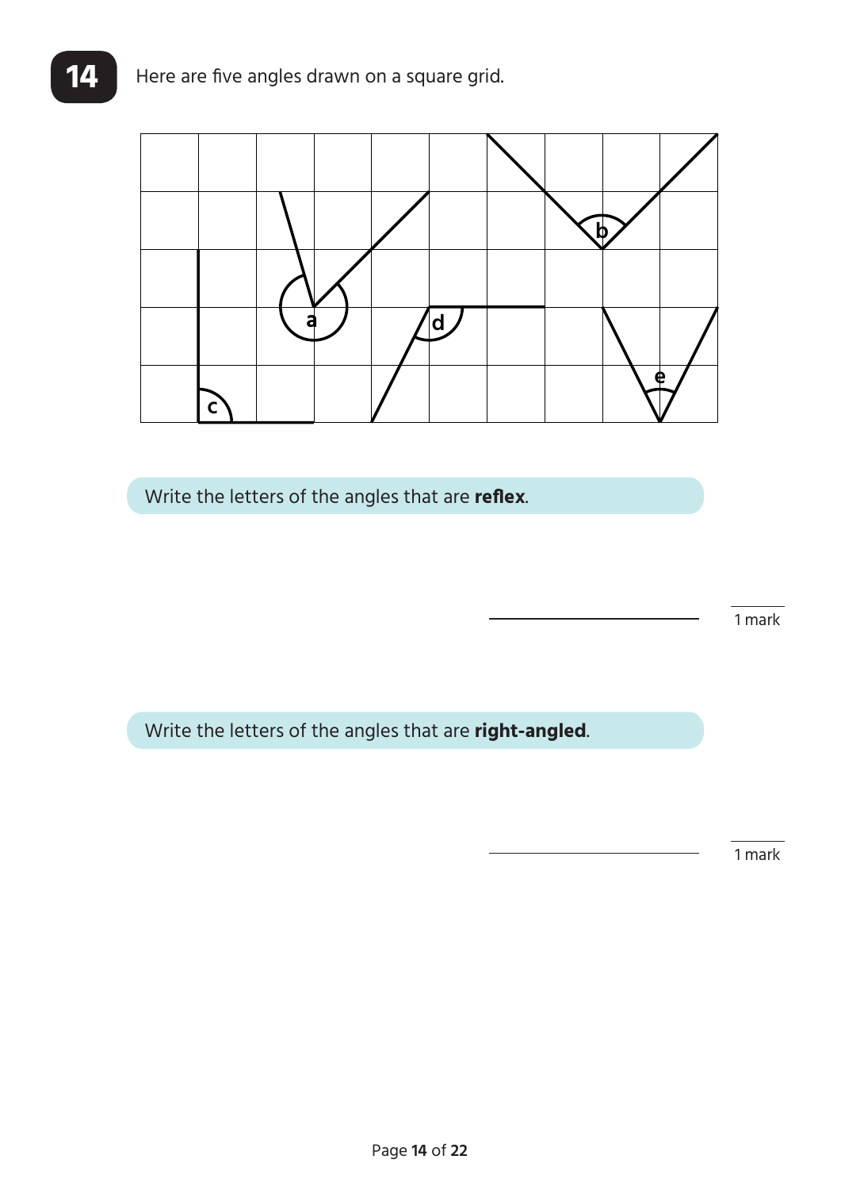**14** Here are five angles drawn on a square grid.

Write the letters of the angles that are **reflex**.

_______________ 1 mark

Write the letters of the angles that are **right-angled**.

_______________ 1 mark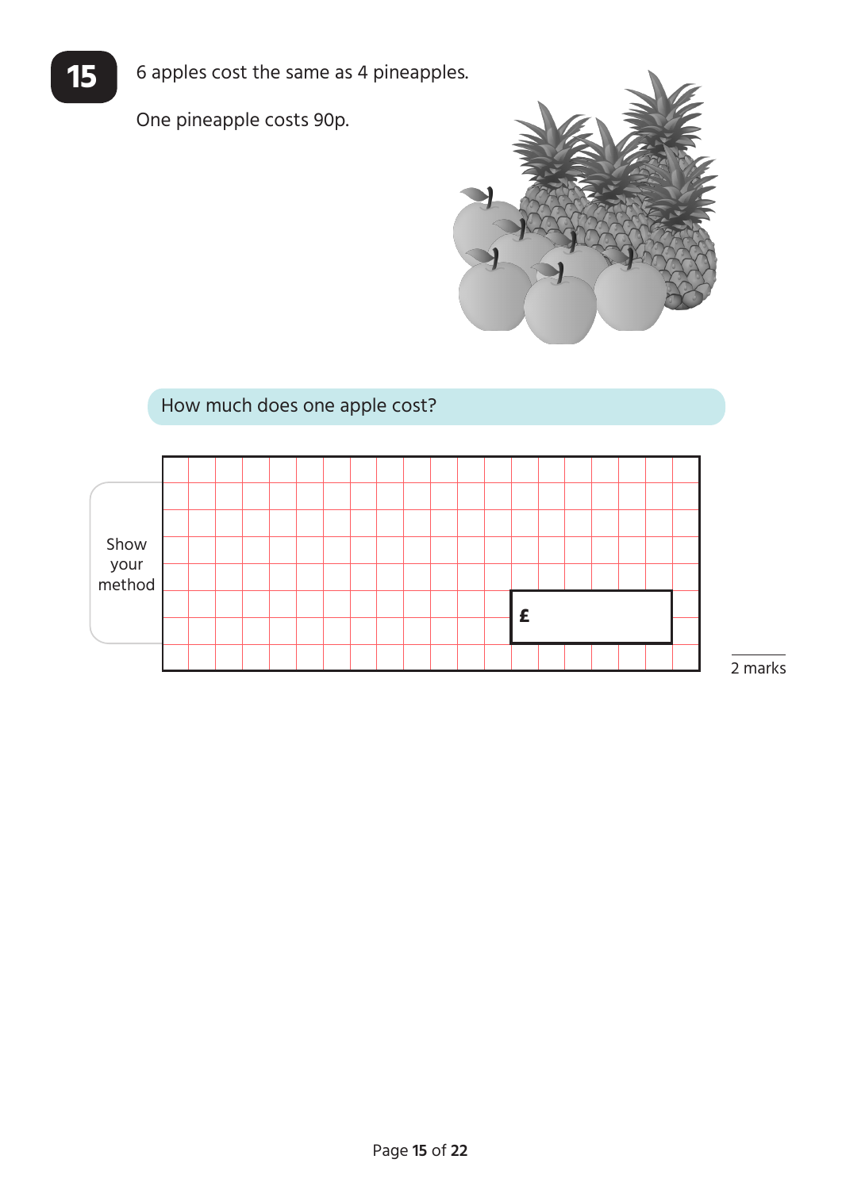**15**

6 apples cost the same as 4 pineapples.

One pineapple costs 90p.

How much does one apple cost?

Show your method

£

2 marks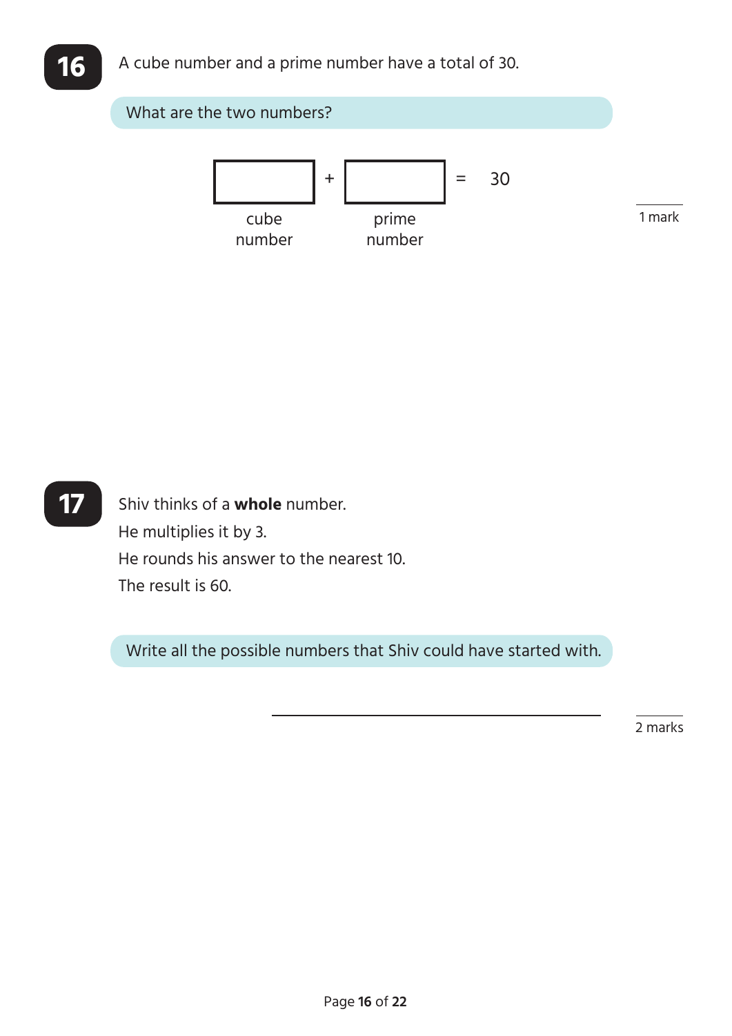## 16

A cube number and a prime number have a total of 30.

What are the two numbers?

| | | | | |
|---|---|---|---|---|
| ☐ | + | ☐ | = | 30 |
| cube number | | prime number | | |

1 mark

## 17

Shiv thinks of a **whole** number.

He multiplies it by 3.

He rounds his answer to the nearest 10.

The result is 60.

Write all the possible numbers that Shiv could have started with.

______________________________

2 marks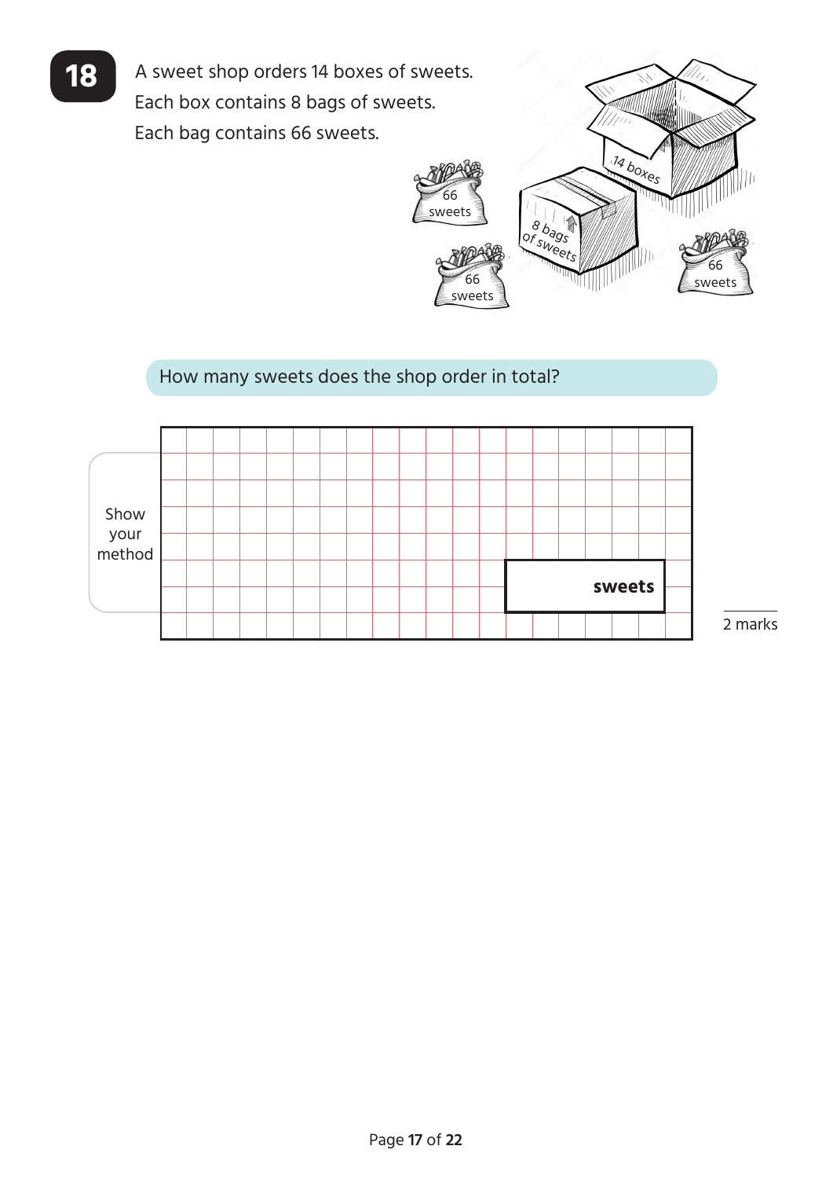## 18

A sweet shop orders 14 boxes of sweets.
Each box contains 8 bags of sweets.
Each bag contains 66 sweets.

How many sweets does the shop order in total?

Show your method

**sweets**

2 marks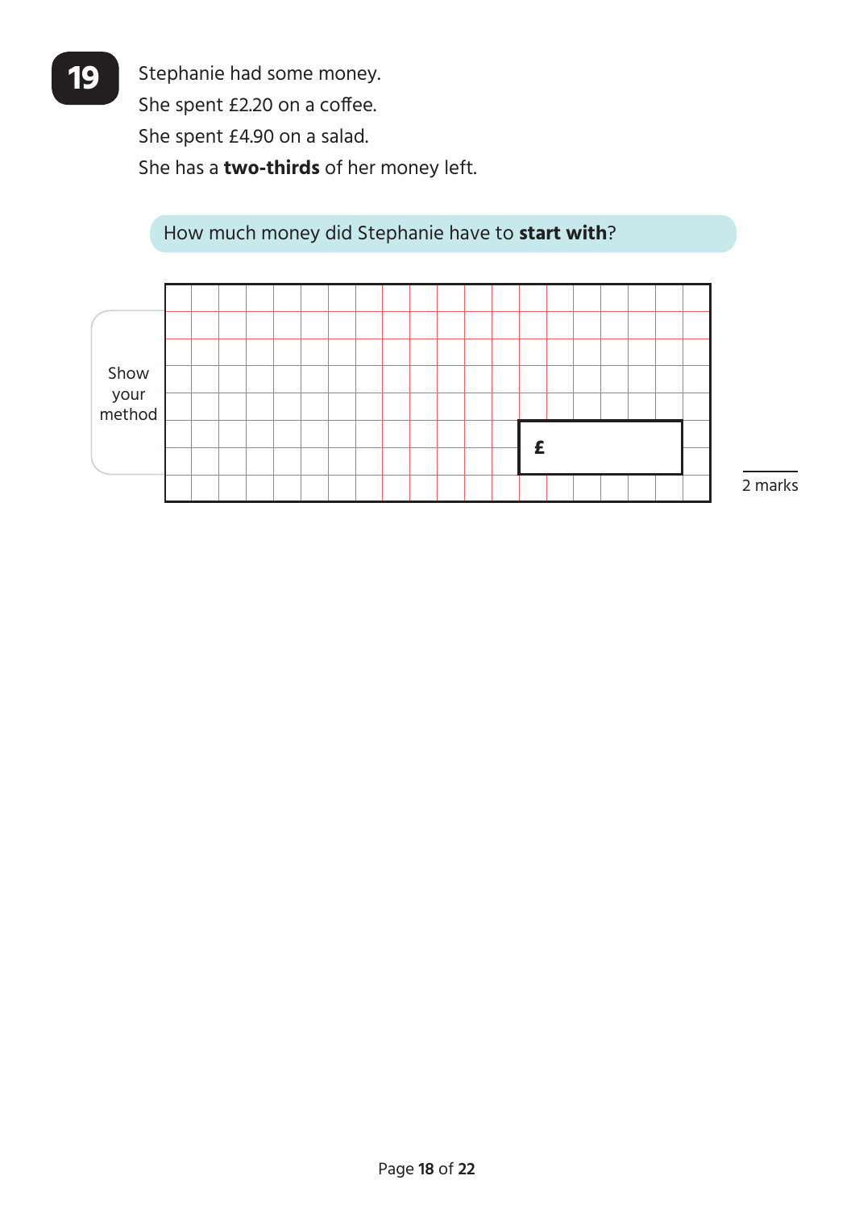**19**

Stephanie had some money.

She spent £2.20 on a coffee.

She spent £4.90 on a salad.

She has a **two-thirds** of her money left.

How much money did Stephanie have to **start with**?

Show your method

£

2 marks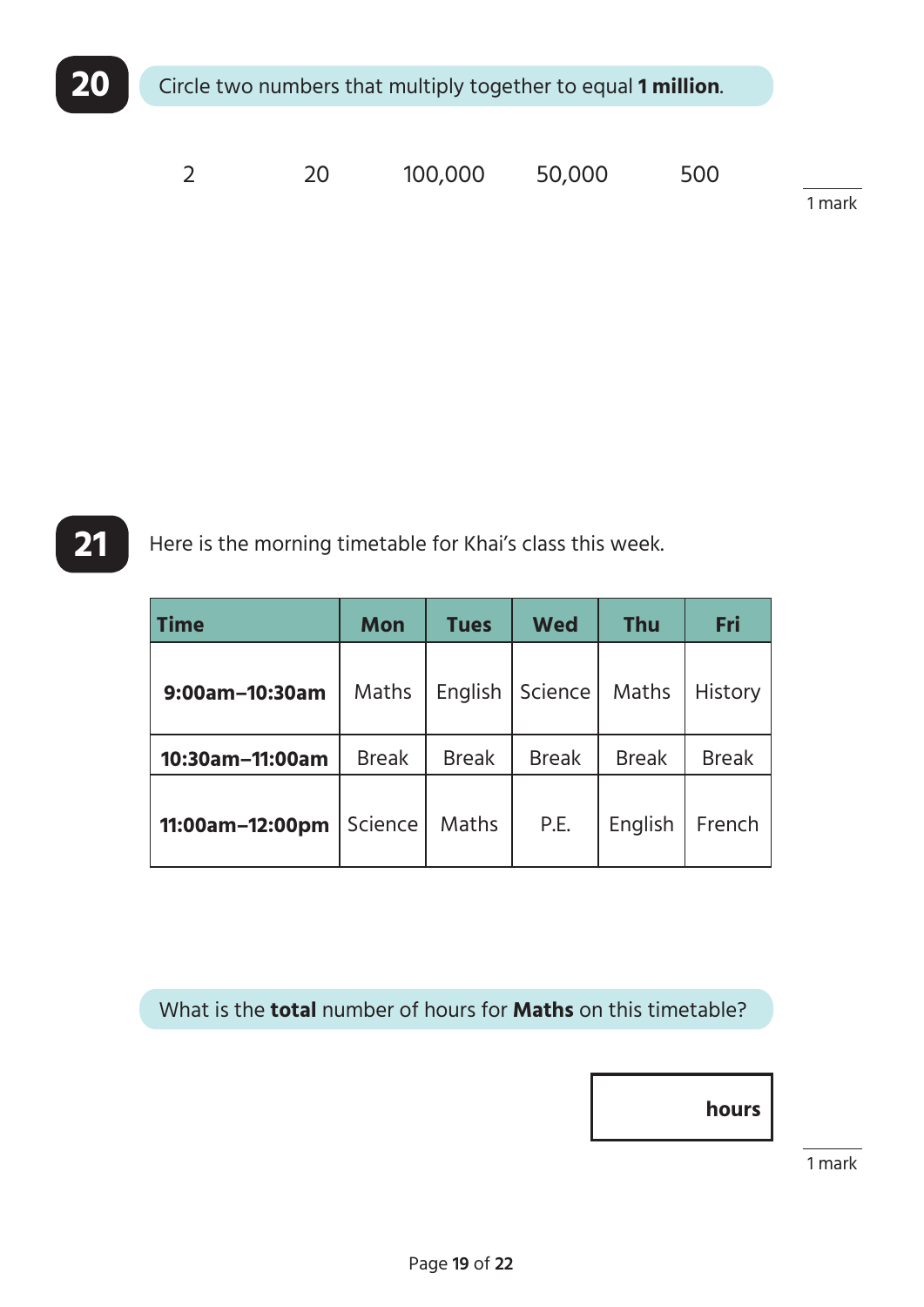**20** Circle two numbers that multiply together to equal **1 million**.

2 &nbsp;&nbsp;&nbsp;&nbsp;&nbsp; 20 &nbsp;&nbsp;&nbsp;&nbsp;&nbsp; 100,000 &nbsp;&nbsp;&nbsp;&nbsp;&nbsp; 50,000 &nbsp;&nbsp;&nbsp;&nbsp;&nbsp; 500

1 mark

**21** Here is the morning timetable for Khai's class this week.

| Time | Mon | Tues | Wed | Thu | Fri |
|---|---|---|---|---|---|
| **9:00am–10:30am** | Maths | English | Science | Maths | History |
| **10:30am–11:00am** | Break | Break | Break | Break | Break |
| **11:00am–12:00pm** | Science | Maths | P.E. | English | French |

What is the **total** number of hours for **Maths** on this timetable?

[ &nbsp;&nbsp;&nbsp;&nbsp;&nbsp;&nbsp;&nbsp;&nbsp; ] **hours**

1 mark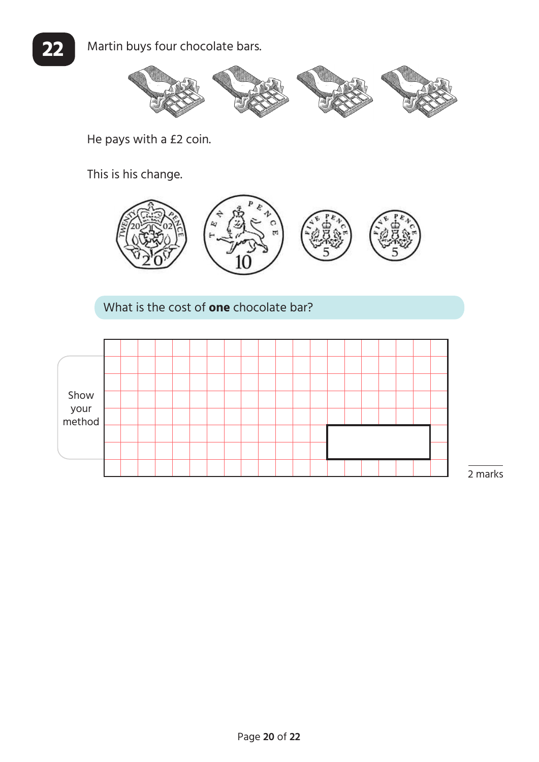**22** Martin buys four chocolate bars.

He pays with a £2 coin.

This is his change.

What is the cost of **one** chocolate bar?

Show your method

2 marks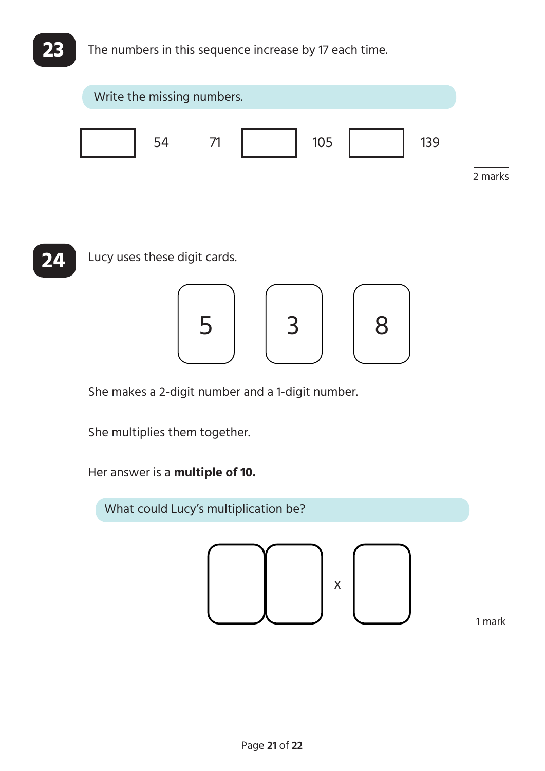**23** The numbers in this sequence increase by 17 each time.

Write the missing numbers.

| [ ] | 54 | 71 | [ ] | 105 | [ ] | 139 |
|---|---|---|---|---|---|---|

2 marks

**24** Lucy uses these digit cards.

| 5 | 3 | 8 |
|---|---|---|

She makes a 2-digit number and a 1-digit number.

She multiplies them together.

Her answer is a **multiple of 10.**

What could Lucy's multiplication be?

[ ] [ ] x [ ]

1 mark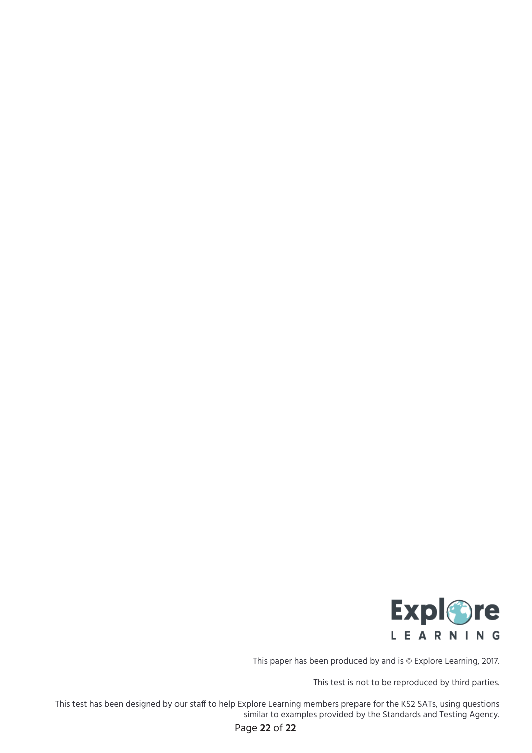Explore
LEARNING

This paper has been produced by and is © Explore Learning, 2017.

This test is not to be reproduced by third parties.

This test has been designed by our staff to help Explore Learning members prepare for the KS2 SATs, using questions similar to examples provided by the Standards and Testing Agency.